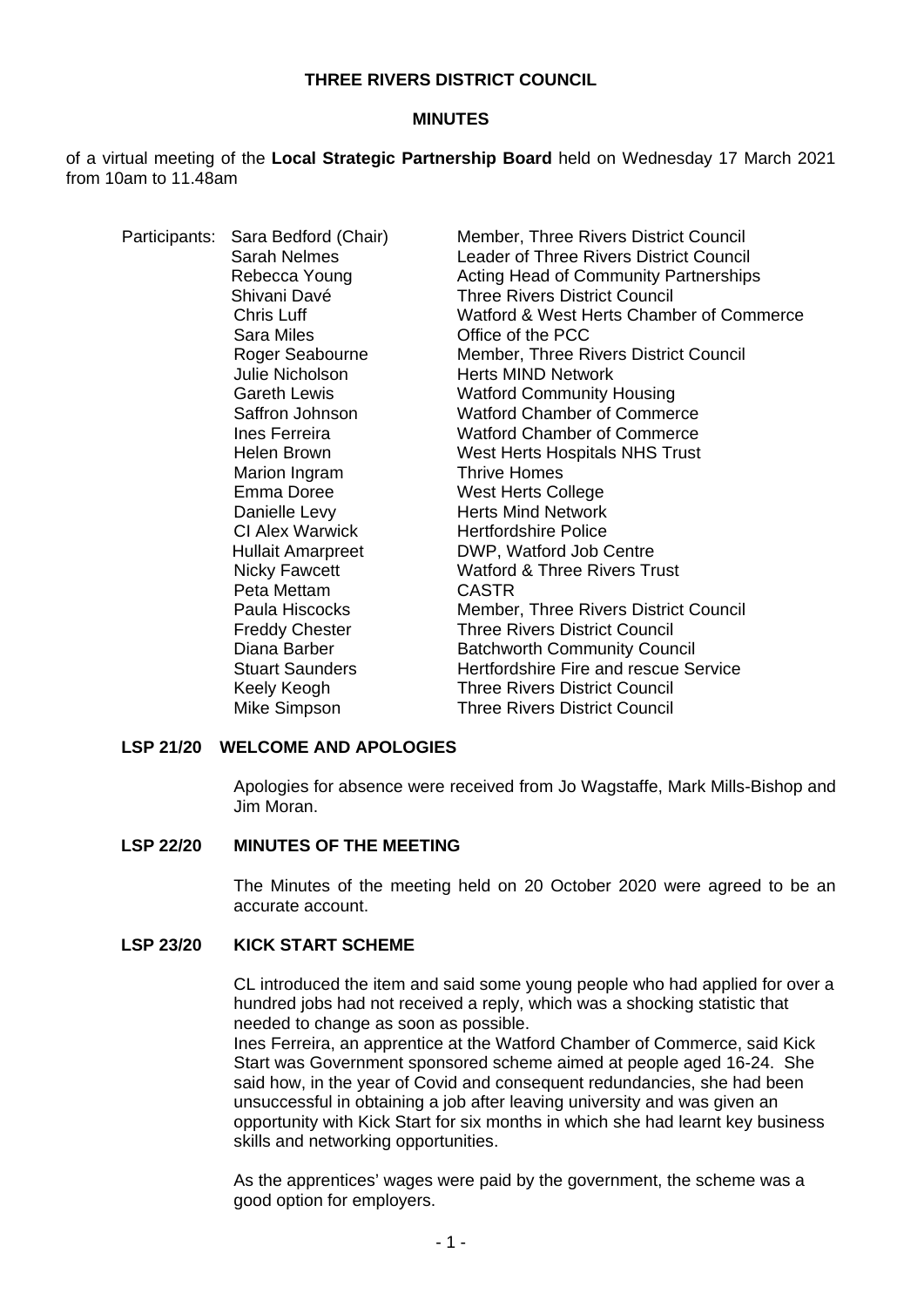**THREE RIVERS DISTRICT COUNCIL**

**MINUTES**

of a virtual meeting of the **Local Strategic Partnership Board** held on Wednesday 17 March 2021 from 10am to 11.48am

| Participants: | | |
|---|---|---|
| | Sara Bedford (Chair) | Member, Three Rivers District Council |
| | Sarah Nelmes | Leader of Three Rivers District Council |
| | Rebecca Young | Acting Head of Community Partnerships |
| | Shivani Davé | Three Rivers District Council |
| | Chris Luff | Watford & West Herts Chamber of Commerce |
| | Sara Miles | Office of the PCC |
| | Roger Seabourne | Member, Three Rivers District Council |
| | Julie Nicholson | Herts MIND Network |
| | Gareth Lewis | Watford Community Housing |
| | Saffron Johnson | Watford Chamber of Commerce |
| | Ines Ferreira | Watford Chamber of Commerce |
| | Helen Brown | West Herts Hospitals NHS Trust |
| | Marion Ingram | Thrive Homes |
| | Emma Doree | West Herts College |
| | Danielle Levy | Herts Mind Network |
| | CI Alex Warwick | Hertfordshire Police |
| | Hullait Amarpreet | DWP, Watford Job Centre |
| | Nicky Fawcett | Watford & Three Rivers Trust |
| | Peta Mettam | CASTR |
| | Paula Hiscocks | Member, Three Rivers District Council |
| | Freddy Chester | Three Rivers District Council |
| | Diana Barber | Batchworth Community Council |
| | Stuart Saunders | Hertfordshire Fire and rescue Service |
| | Keely Keogh | Three Rivers District Council |
| | Mike Simpson | Three Rivers District Council |

**LSP 21/20 WELCOME AND APOLOGIES**

Apologies for absence were received from Jo Wagstaffe, Mark Mills-Bishop and Jim Moran.

**LSP 22/20 MINUTES OF THE MEETING**

The Minutes of the meeting held on 20 October 2020 were agreed to be an accurate account.

**LSP 23/20 KICK START SCHEME**

CL introduced the item and said some young people who had applied for over a hundred jobs had not received a reply, which was a shocking statistic that needed to change as soon as possible.
Ines Ferreira, an apprentice at the Watford Chamber of Commerce, said Kick Start was Government sponsored scheme aimed at people aged 16-24. She said how, in the year of Covid and consequent redundancies, she had been unsuccessful in obtaining a job after leaving university and was given an opportunity with Kick Start for six months in which she had learnt key business skills and networking opportunities.

As the apprentices' wages were paid by the government, the scheme was a good option for employers.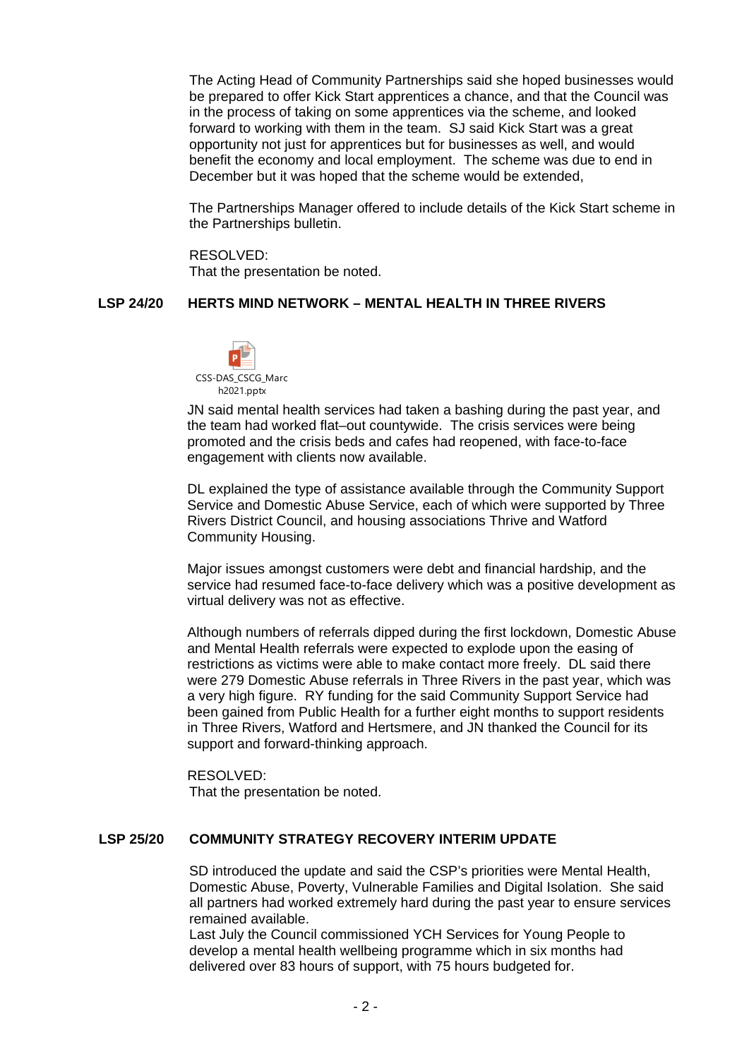The Acting Head of Community Partnerships said she hoped businesses would be prepared to offer Kick Start apprentices a chance, and that the Council was in the process of taking on some apprentices via the scheme, and looked forward to working with them in the team. SJ said Kick Start was a great opportunity not just for apprentices but for businesses as well, and would benefit the economy and local employment. The scheme was due to end in December but it was hoped that the scheme would be extended,

The Partnerships Manager offered to include details of the Kick Start scheme in the Partnerships bulletin.

RESOLVED:
That the presentation be noted.

## LSP 24/20 HERTS MIND NETWORK – MENTAL HEALTH IN THREE RIVERS

CSS-DAS_CSCG_March2021.pptx

JN said mental health services had taken a bashing during the past year, and the team had worked flat–out countywide. The crisis services were being promoted and the crisis beds and cafes had reopened, with face-to-face engagement with clients now available.

DL explained the type of assistance available through the Community Support Service and Domestic Abuse Service, each of which were supported by Three Rivers District Council, and housing associations Thrive and Watford Community Housing.

Major issues amongst customers were debt and financial hardship, and the service had resumed face-to-face delivery which was a positive development as virtual delivery was not as effective.

Although numbers of referrals dipped during the first lockdown, Domestic Abuse and Mental Health referrals were expected to explode upon the easing of restrictions as victims were able to make contact more freely. DL said there were 279 Domestic Abuse referrals in Three Rivers in the past year, which was a very high figure. RY funding for the said Community Support Service had been gained from Public Health for a further eight months to support residents in Three Rivers, Watford and Hertsmere, and JN thanked the Council for its support and forward-thinking approach.

RESOLVED:
That the presentation be noted.

## LSP 25/20 COMMUNITY STRATEGY RECOVERY INTERIM UPDATE

SD introduced the update and said the CSP's priorities were Mental Health, Domestic Abuse, Poverty, Vulnerable Families and Digital Isolation. She said all partners had worked extremely hard during the past year to ensure services remained available.
Last July the Council commissioned YCH Services for Young People to develop a mental health wellbeing programme which in six months had delivered over 83 hours of support, with 75 hours budgeted for.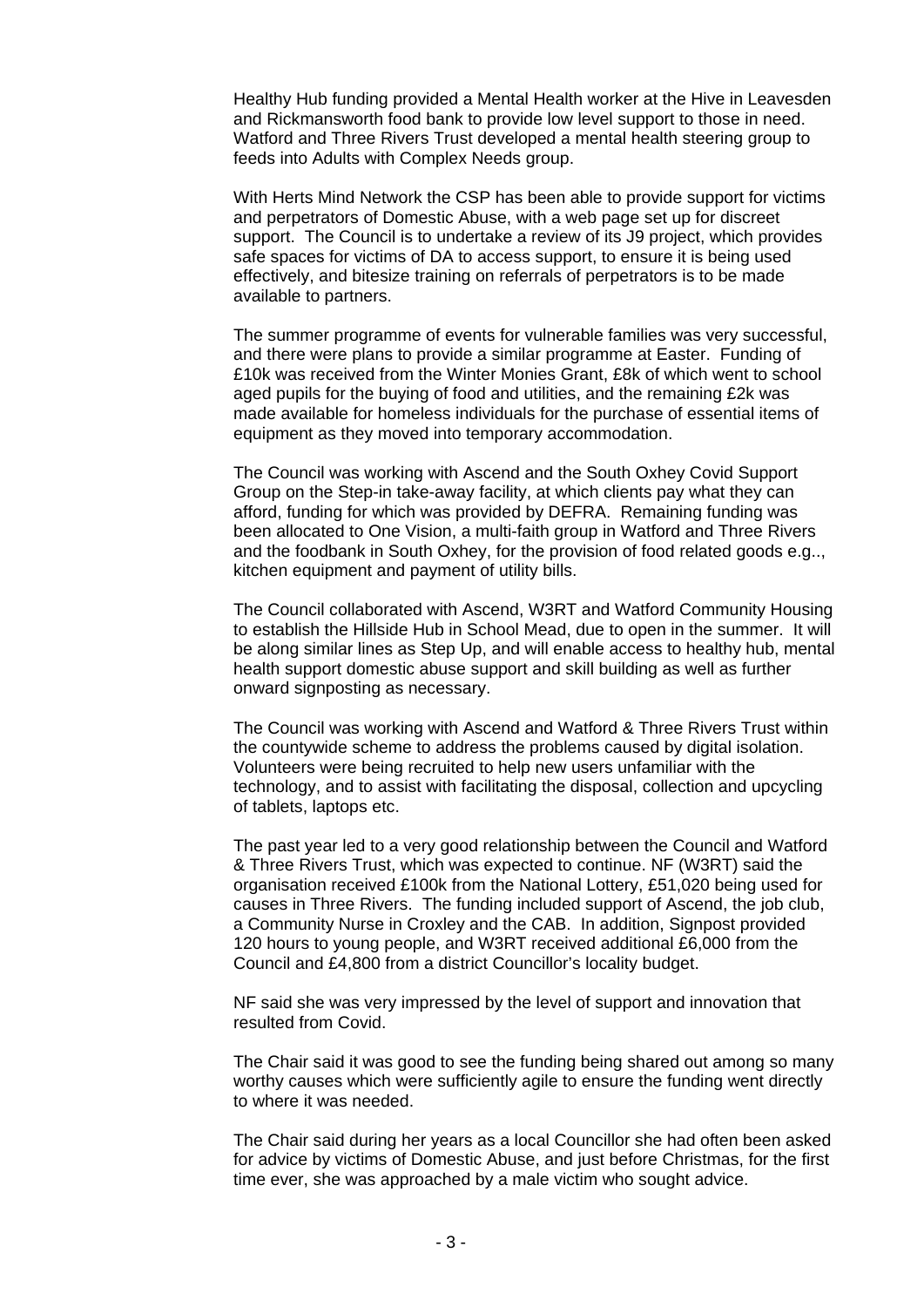Healthy Hub funding provided a Mental Health worker at the Hive in Leavesden and Rickmansworth food bank to provide low level support to those in need. Watford and Three Rivers Trust developed a mental health steering group to feeds into Adults with Complex Needs group.

With Herts Mind Network the CSP has been able to provide support for victims and perpetrators of Domestic Abuse, with a web page set up for discreet support. The Council is to undertake a review of its J9 project, which provides safe spaces for victims of DA to access support, to ensure it is being used effectively, and bitesize training on referrals of perpetrators is to be made available to partners.

The summer programme of events for vulnerable families was very successful, and there were plans to provide a similar programme at Easter. Funding of £10k was received from the Winter Monies Grant, £8k of which went to school aged pupils for the buying of food and utilities, and the remaining £2k was made available for homeless individuals for the purchase of essential items of equipment as they moved into temporary accommodation.

The Council was working with Ascend and the South Oxhey Covid Support Group on the Step-in take-away facility, at which clients pay what they can afford, funding for which was provided by DEFRA. Remaining funding was been allocated to One Vision, a multi-faith group in Watford and Three Rivers and the foodbank in South Oxhey, for the provision of food related goods e.g.., kitchen equipment and payment of utility bills.

The Council collaborated with Ascend, W3RT and Watford Community Housing to establish the Hillside Hub in School Mead, due to open in the summer. It will be along similar lines as Step Up, and will enable access to healthy hub, mental health support domestic abuse support and skill building as well as further onward signposting as necessary.

The Council was working with Ascend and Watford & Three Rivers Trust within the countywide scheme to address the problems caused by digital isolation. Volunteers were being recruited to help new users unfamiliar with the technology, and to assist with facilitating the disposal, collection and upcycling of tablets, laptops etc.

The past year led to a very good relationship between the Council and Watford & Three Rivers Trust, which was expected to continue. NF (W3RT) said the organisation received £100k from the National Lottery, £51,020 being used for causes in Three Rivers. The funding included support of Ascend, the job club, a Community Nurse in Croxley and the CAB. In addition, Signpost provided 120 hours to young people, and W3RT received additional £6,000 from the Council and £4,800 from a district Councillor's locality budget.

NF said she was very impressed by the level of support and innovation that resulted from Covid.

The Chair said it was good to see the funding being shared out among so many worthy causes which were sufficiently agile to ensure the funding went directly to where it was needed.

The Chair said during her years as a local Councillor she had often been asked for advice by victims of Domestic Abuse, and just before Christmas, for the first time ever, she was approached by a male victim who sought advice.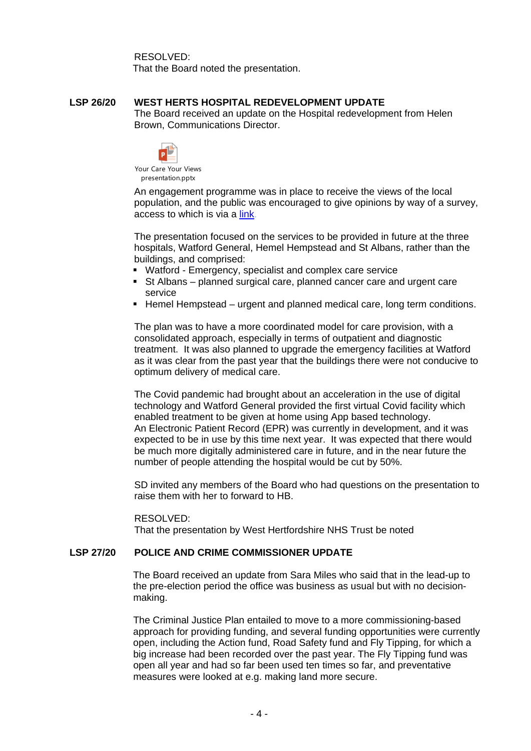RESOLVED:
That the Board noted the presentation.

**LSP 26/20 WEST HERTS HOSPITAL REDEVELOPMENT UPDATE**

The Board received an update on the Hospital redevelopment from Helen Brown, Communications Director.

Your Care Your Views presentation.pptx

An engagement programme was in place to receive the views of the local population, and the public was encouraged to give opinions by way of a survey, access to which is via a link.

The presentation focused on the services to be provided in future at the three hospitals, Watford General, Hemel Hempstead and St Albans, rather than the buildings, and comprised:

- Watford - Emergency, specialist and complex care service
- St Albans – planned surgical care, planned cancer care and urgent care service
- Hemel Hempstead – urgent and planned medical care, long term conditions.

The plan was to have a more coordinated model for care provision, with a consolidated approach, especially in terms of outpatient and diagnostic treatment. It was also planned to upgrade the emergency facilities at Watford as it was clear from the past year that the buildings there were not conducive to optimum delivery of medical care.

The Covid pandemic had brought about an acceleration in the use of digital technology and Watford General provided the first virtual Covid facility which enabled treatment to be given at home using App based technology.
An Electronic Patient Record (EPR) was currently in development, and it was expected to be in use by this time next year. It was expected that there would be much more digitally administered care in future, and in the near future the number of people attending the hospital would be cut by 50%.

SD invited any members of the Board who had questions on the presentation to raise them with her to forward to HB.

RESOLVED:
That the presentation by West Hertfordshire NHS Trust be noted

**LSP 27/20 POLICE AND CRIME COMMISSIONER UPDATE**

The Board received an update from Sara Miles who said that in the lead-up to the pre-election period the office was business as usual but with no decision-making.

The Criminal Justice Plan entailed to move to a more commissioning-based approach for providing funding, and several funding opportunities were currently open, including the Action fund, Road Safety fund and Fly Tipping, for which a big increase had been recorded over the past year. The Fly Tipping fund was open all year and had so far been used ten times so far, and preventative measures were looked at e.g. making land more secure.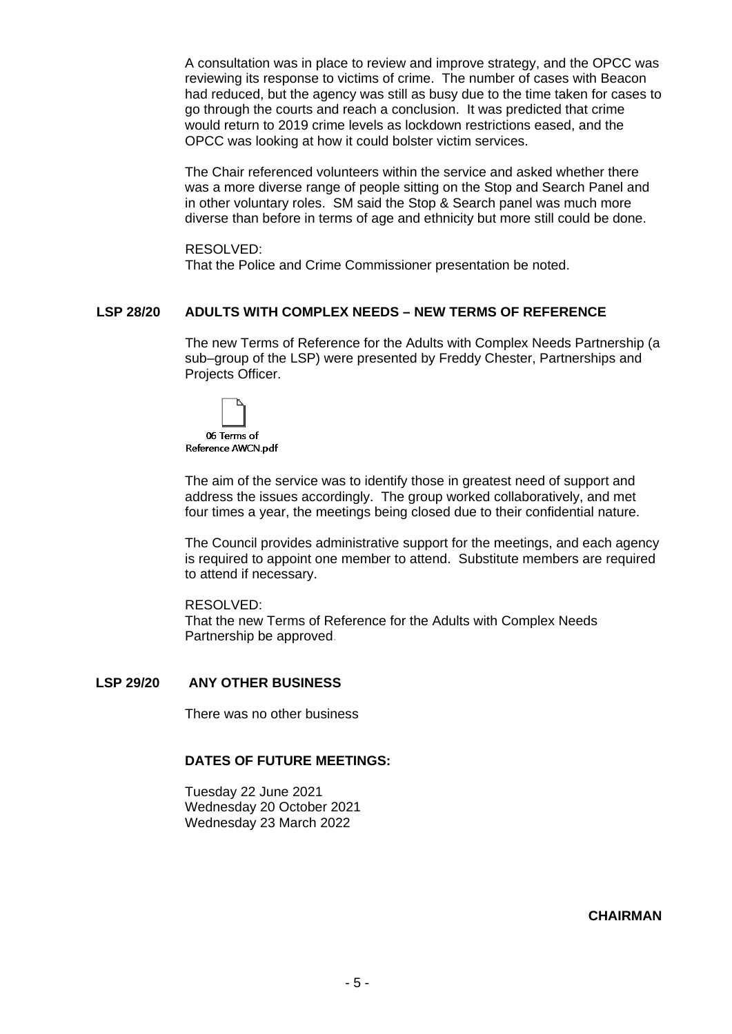A consultation was in place to review and improve strategy, and the OPCC was reviewing its response to victims of crime. The number of cases with Beacon had reduced, but the agency was still as busy due to the time taken for cases to go through the courts and reach a conclusion. It was predicted that crime would return to 2019 crime levels as lockdown restrictions eased, and the OPCC was looking at how it could bolster victim services.

The Chair referenced volunteers within the service and asked whether there was a more diverse range of people sitting on the Stop and Search Panel and in other voluntary roles. SM said the Stop & Search panel was much more diverse than before in terms of age and ethnicity but more still could be done.

RESOLVED:
That the Police and Crime Commissioner presentation be noted.

## LSP 28/20 ADULTS WITH COMPLEX NEEDS – NEW TERMS OF REFERENCE

The new Terms of Reference for the Adults with Complex Needs Partnership (a sub–group of the LSP) were presented by Freddy Chester, Partnerships and Projects Officer.

06 Terms of Reference AWCN.pdf

The aim of the service was to identify those in greatest need of support and address the issues accordingly. The group worked collaboratively, and met four times a year, the meetings being closed due to their confidential nature.

The Council provides administrative support for the meetings, and each agency is required to appoint one member to attend. Substitute members are required to attend if necessary.

RESOLVED:
That the new Terms of Reference for the Adults with Complex Needs Partnership be approved.

## LSP 29/20 ANY OTHER BUSINESS

There was no other business

**DATES OF FUTURE MEETINGS:**

Tuesday 22 June 2021
Wednesday 20 October 2021
Wednesday 23 March 2022

**CHAIRMAN**